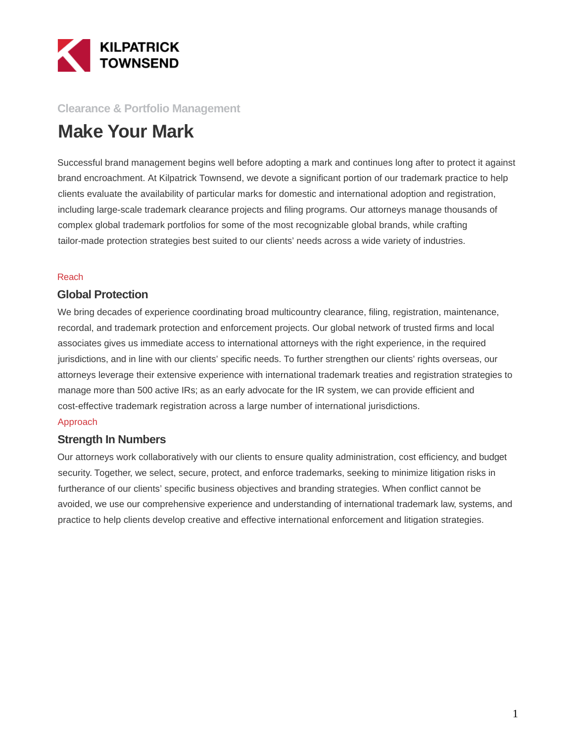KILPATRICK TOWNSEND

Clearance & Portfolio Management

# Make Your Mark

Successful brand management begins well before adopting a mark and continues long after to protect it against brand encroachment. At Kilpatrick Townsend, we devote a significant portion of our trademark practice to help clients evaluate the availability of particular marks for domestic and international adoption and registration, including large-scale trademark clearance projects and filing programs. Our attorneys manage thousands of complex global trademark portfolios for some of the most recognizable global brands, while crafting tailor-made protection strategies best suited to our clients' needs across a wide variety of industries.

Reach

## Global Protection

We bring decades of experience coordinating broad multicountry clearance, filing, registration, maintenance, recordal, and trademark protection and enforcement projects. Our global network of trusted firms and local associates gives us immediate access to international attorneys with the right experience, in the required jurisdictions, and in line with our clients' specific needs. To further strengthen our clients' rights overseas, our attorneys leverage their extensive experience with international trademark treaties and registration strategies to manage more than 500 active IRs; as an early advocate for the IR system, we can provide efficient and cost-effective trademark registration across a large number of international jurisdictions.

Approach

## Strength In Numbers

Our attorneys work collaboratively with our clients to ensure quality administration, cost efficiency, and budget security. Together, we select, secure, protect, and enforce trademarks, seeking to minimize litigation risks in furtherance of our clients' specific business objectives and branding strategies. When conflict cannot be avoided, we use our comprehensive experience and understanding of international trademark law, systems, and practice to help clients develop creative and effective international enforcement and litigation strategies.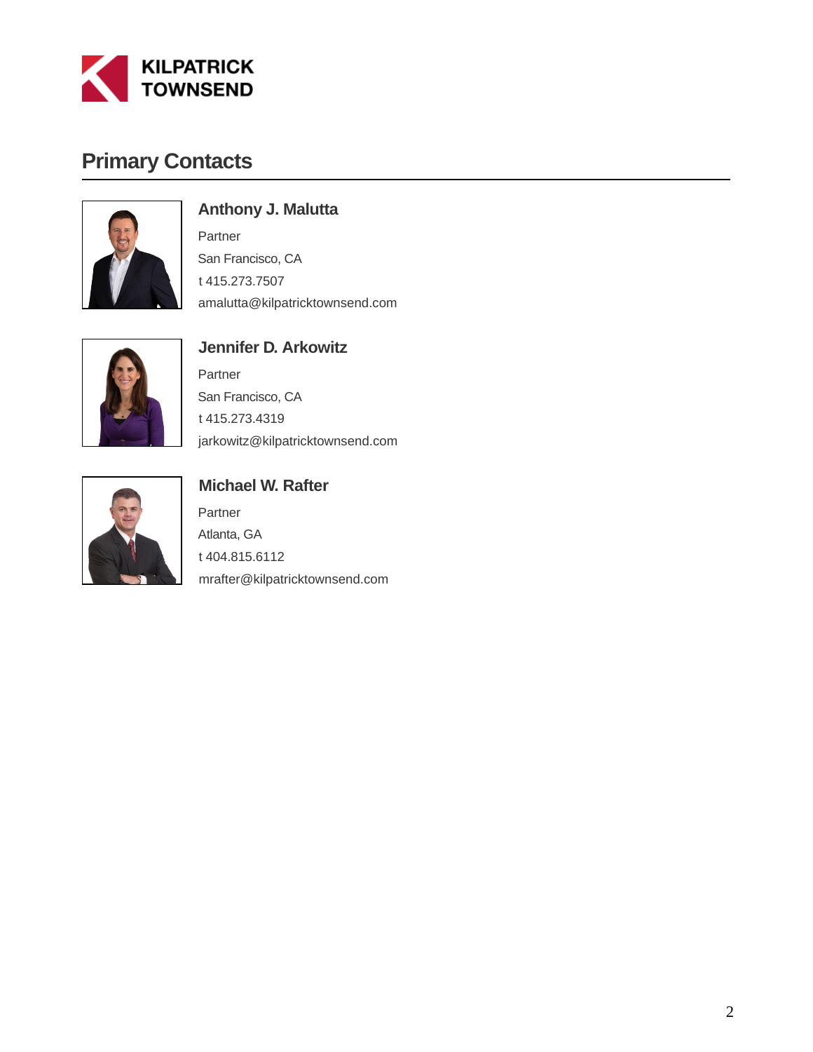KILPATRICK TOWNSEND

## Primary Contacts

### Anthony J. Malutta

Partner

San Francisco, CA

t 415.273.7507

amalutta@kilpatricktownsend.com

### Jennifer D. Arkowitz

Partner

San Francisco, CA

t 415.273.4319

jarkowitz@kilpatricktownsend.com

### Michael W. Rafter

Partner

Atlanta, GA

t 404.815.6112

mrafter@kilpatricktownsend.com